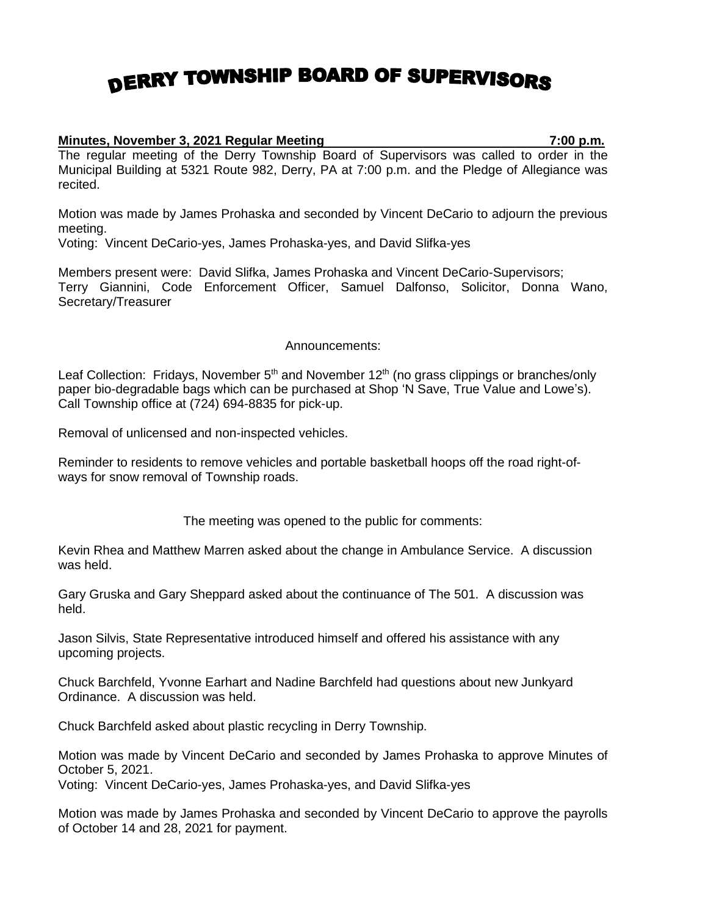# DERRY TOWNSHIP BOARD OF SUPERVISORS

**Minutes, November 3, 2021 Regular Meeting 7:00 p.m.**

The regular meeting of the Derry Township Board of Supervisors was called to order in the Municipal Building at 5321 Route 982, Derry, PA at 7:00 p.m. and the Pledge of Allegiance was recited.

Motion was made by James Prohaska and seconded by Vincent DeCario to adjourn the previous meeting.
Voting: Vincent DeCario-yes, James Prohaska-yes, and David Slifka-yes

Members present were: David Slifka, James Prohaska and Vincent DeCario-Supervisors; Terry Giannini, Code Enforcement Officer, Samuel Dalfonso, Solicitor, Donna Wano, Secretary/Treasurer

Announcements:

Leaf Collection: Fridays, November 5th and November 12th (no grass clippings or branches/only paper bio-degradable bags which can be purchased at Shop 'N Save, True Value and Lowe's). Call Township office at (724) 694-8835 for pick-up.

Removal of unlicensed and non-inspected vehicles.

Reminder to residents to remove vehicles and portable basketball hoops off the road right-of-ways for snow removal of Township roads.

The meeting was opened to the public for comments:

Kevin Rhea and Matthew Marren asked about the change in Ambulance Service. A discussion was held.

Gary Gruska and Gary Sheppard asked about the continuance of The 501. A discussion was held.

Jason Silvis, State Representative introduced himself and offered his assistance with any upcoming projects.

Chuck Barchfeld, Yvonne Earhart and Nadine Barchfeld had questions about new Junkyard Ordinance. A discussion was held.

Chuck Barchfeld asked about plastic recycling in Derry Township.

Motion was made by Vincent DeCario and seconded by James Prohaska to approve Minutes of October 5, 2021.
Voting: Vincent DeCario-yes, James Prohaska-yes, and David Slifka-yes

Motion was made by James Prohaska and seconded by Vincent DeCario to approve the payrolls of October 14 and 28, 2021 for payment.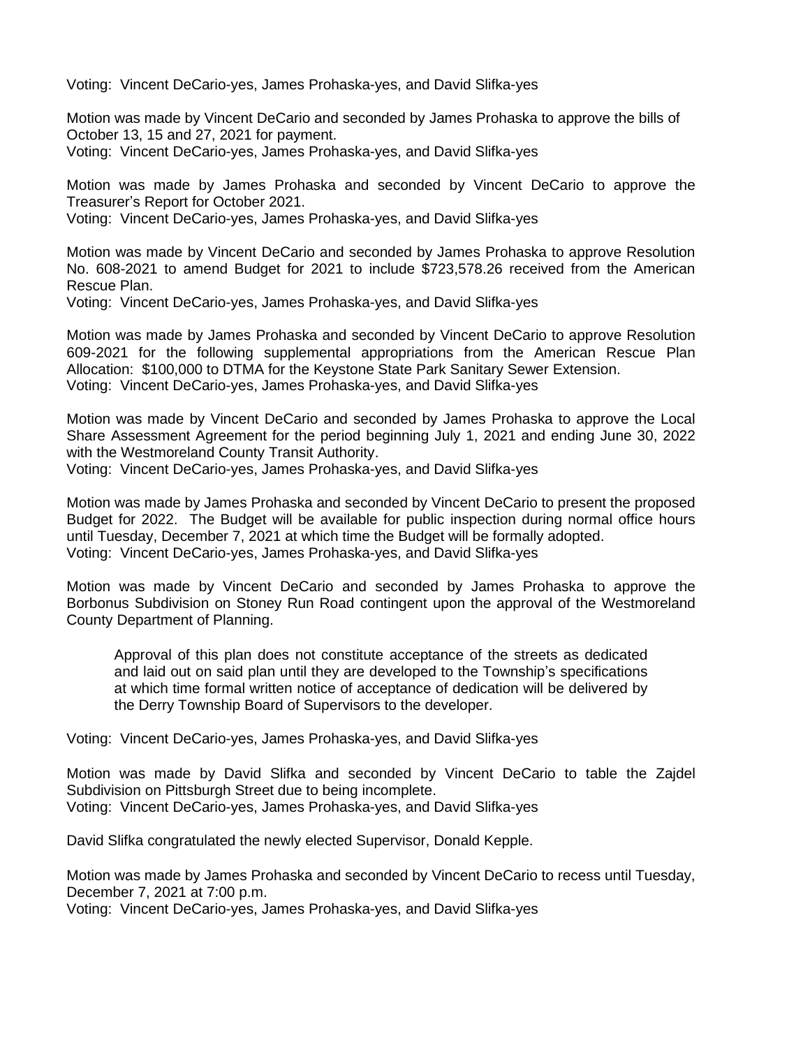Voting: Vincent DeCario-yes, James Prohaska-yes, and David Slifka-yes

Motion was made by Vincent DeCario and seconded by James Prohaska to approve the bills of October 13, 15 and 27, 2021 for payment.
Voting: Vincent DeCario-yes, James Prohaska-yes, and David Slifka-yes

Motion was made by James Prohaska and seconded by Vincent DeCario to approve the Treasurer's Report for October 2021.
Voting: Vincent DeCario-yes, James Prohaska-yes, and David Slifka-yes

Motion was made by Vincent DeCario and seconded by James Prohaska to approve Resolution No. 608-2021 to amend Budget for 2021 to include $723,578.26 received from the American Rescue Plan.
Voting: Vincent DeCario-yes, James Prohaska-yes, and David Slifka-yes

Motion was made by James Prohaska and seconded by Vincent DeCario to approve Resolution 609-2021 for the following supplemental appropriations from the American Rescue Plan Allocation: $100,000 to DTMA for the Keystone State Park Sanitary Sewer Extension.
Voting: Vincent DeCario-yes, James Prohaska-yes, and David Slifka-yes

Motion was made by Vincent DeCario and seconded by James Prohaska to approve the Local Share Assessment Agreement for the period beginning July 1, 2021 and ending June 30, 2022 with the Westmoreland County Transit Authority.
Voting: Vincent DeCario-yes, James Prohaska-yes, and David Slifka-yes

Motion was made by James Prohaska and seconded by Vincent DeCario to present the proposed Budget for 2022. The Budget will be available for public inspection during normal office hours until Tuesday, December 7, 2021 at which time the Budget will be formally adopted.
Voting: Vincent DeCario-yes, James Prohaska-yes, and David Slifka-yes

Motion was made by Vincent DeCario and seconded by James Prohaska to approve the Borbonus Subdivision on Stoney Run Road contingent upon the approval of the Westmoreland County Department of Planning.

> Approval of this plan does not constitute acceptance of the streets as dedicated and laid out on said plan until they are developed to the Township's specifications at which time formal written notice of acceptance of dedication will be delivered by the Derry Township Board of Supervisors to the developer.

Voting: Vincent DeCario-yes, James Prohaska-yes, and David Slifka-yes

Motion was made by David Slifka and seconded by Vincent DeCario to table the Zajdel Subdivision on Pittsburgh Street due to being incomplete.
Voting: Vincent DeCario-yes, James Prohaska-yes, and David Slifka-yes

David Slifka congratulated the newly elected Supervisor, Donald Kepple.

Motion was made by James Prohaska and seconded by Vincent DeCario to recess until Tuesday, December 7, 2021 at 7:00 p.m.
Voting: Vincent DeCario-yes, James Prohaska-yes, and David Slifka-yes